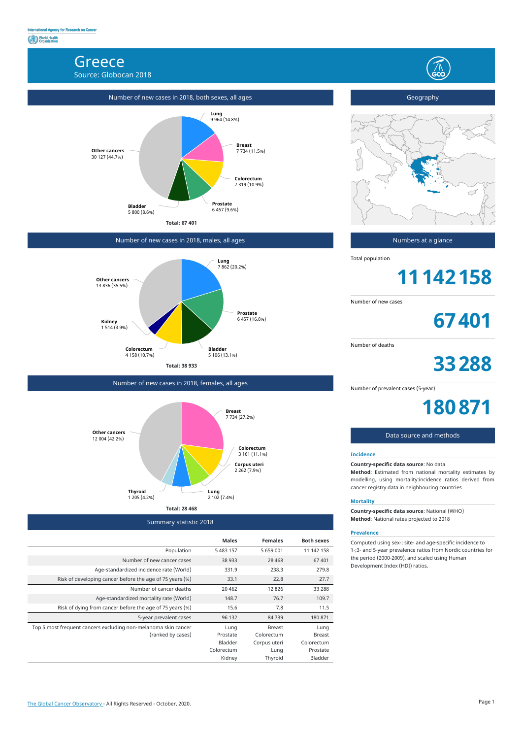International Agency for Research on Cancer

World Health Organization

# Greece

Source: Globocan 2018

## Number of new cases in 2018, both sexes, all ages

- Lung: 9 964 (14.8%)
- Breast: 7 734 (11.5%)
- Colorectum: 7 319 (10.9%)
- Prostate: 6 457 (9.6%)
- Bladder: 5 800 (8.6%)
- Other cancers: 30 127 (44.7%)

**Total: 67 401**

## Number of new cases in 2018, males, all ages

- Lung: 7 862 (20.2%)
- Prostate: 6 457 (16.6%)
- Bladder: 5 106 (13.1%)
- Colorectum: 4 158 (10.7%)
- Kidney: 1 514 (3.9%)
- Other cancers: 13 836 (35.5%)

**Total: 38 933**

## Number of new cases in 2018, females, all ages

- Breast: 7 734 (27.2%)
- Colorectum: 3 161 (11.1%)
- Corpus uteri: 2 262 (7.9%)
- Lung: 2 102 (7.4%)
- Thyroid: 1 205 (4.2%)
- Other cancers: 12 004 (42.2%)

**Total: 28 468**

## Summary statistic 2018

| | Males | Females | Both sexes |
|---|---|---|---|
| Population | 5 483 157 | 5 659 001 | 11 142 158 |
| Number of new cancer cases | 38 933 | 28 468 | 67 401 |
| Age-standardized incidence rate (World) | 331.9 | 238.3 | 279.8 |
| Risk of developing cancer before the age of 75 years (%) | 33.1 | 22.8 | 27.7 |
| Number of cancer deaths | 20 462 | 12 826 | 33 288 |
| Age-standardized mortality rate (World) | 148.7 | 76.7 | 109.7 |
| Risk of dying from cancer before the age of 75 years (%) | 15.6 | 7.8 | 11.5 |
| 5-year prevalent cases | 96 132 | 84 739 | 180 871 |
| Top 5 most frequent cancers excluding non-melanoma skin cancer (ranked by cases) | Lung<br>Prostate<br>Bladder<br>Colorectum<br>Kidney | Breast<br>Colorectum<br>Corpus uteri<br>Lung<br>Thyroid | Lung<br>Breast<br>Colorectum<br>Prostate<br>Bladder |

## Geography

## Numbers at a glance

Total population

**11 142 158**

Number of new cases

**67 401**

Number of deaths

**33 288**

Number of prevalent cases (5-year)

**180 871**

## Data source and methods

### Incidence

**Country-specific data source**: No data

**Method**: Estimated from national mortality estimates by modelling, using mortality:incidence ratios derived from cancer registry data in neighbouring countries

### Mortality

**Country-specific data source**: National (WHO)

**Method**: National rates projected to 2018

### Prevalence

Computed using sex-; site- and age-specific incidence to 1-;3- and 5-year prevalence ratios from Nordic countries for the period (2000-2009), and scaled using Human Development Index (HDI) ratios.

The Global Cancer Observatory - All Rights Reserved - October, 2020.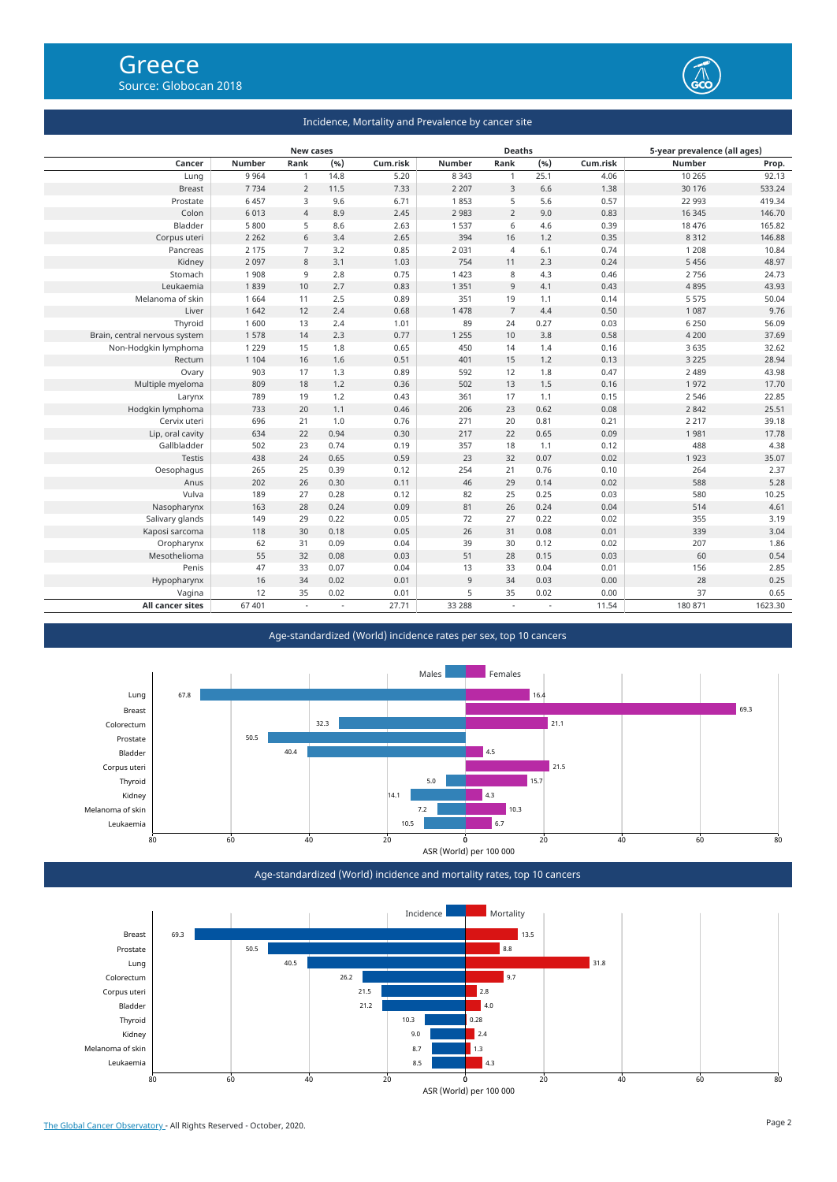# Greece

Source: Globocan 2018

## Incidence, Mortality and Prevalence by cancer site

| | New cases | | | | Deaths | | | | 5-year prevalence (all ages) | |
|---|---|---|---|---|---|---|---|---|---|---|
| Cancer | Number | Rank | (%) | Cum.risk | Number | Rank | (%) | Cum.risk | Number | Prop. |
| Lung | 9 964 | 1 | 14.8 | 5.20 | 8 343 | 1 | 25.1 | 4.06 | 10 265 | 92.13 |
| Breast | 7 734 | 2 | 11.5 | 7.33 | 2 207 | 3 | 6.6 | 1.38 | 30 176 | 533.24 |
| Prostate | 6 457 | 3 | 9.6 | 6.71 | 1 853 | 5 | 5.6 | 0.57 | 22 993 | 419.34 |
| Colon | 6 013 | 4 | 8.9 | 2.45 | 2 983 | 2 | 9.0 | 0.83 | 16 345 | 146.70 |
| Bladder | 5 800 | 5 | 8.6 | 2.63 | 1 537 | 6 | 4.6 | 0.39 | 18 476 | 165.82 |
| Corpus uteri | 2 262 | 6 | 3.4 | 2.65 | 394 | 16 | 1.2 | 0.35 | 8 312 | 146.88 |
| Pancreas | 2 175 | 7 | 3.2 | 0.85 | 2 031 | 4 | 6.1 | 0.74 | 1 208 | 10.84 |
| Kidney | 2 097 | 8 | 3.1 | 1.03 | 754 | 11 | 2.3 | 0.24 | 5 456 | 48.97 |
| Stomach | 1 908 | 9 | 2.8 | 0.75 | 1 423 | 8 | 4.3 | 0.46 | 2 756 | 24.73 |
| Leukaemia | 1 839 | 10 | 2.7 | 0.83 | 1 351 | 9 | 4.1 | 0.43 | 4 895 | 43.93 |
| Melanoma of skin | 1 664 | 11 | 2.5 | 0.89 | 351 | 19 | 1.1 | 0.14 | 5 575 | 50.04 |
| Liver | 1 642 | 12 | 2.4 | 0.68 | 1 478 | 7 | 4.4 | 0.50 | 1 087 | 9.76 |
| Thyroid | 1 600 | 13 | 2.4 | 1.01 | 89 | 24 | 0.27 | 0.03 | 6 250 | 56.09 |
| Brain, central nervous system | 1 578 | 14 | 2.3 | 0.77 | 1 255 | 10 | 3.8 | 0.58 | 4 200 | 37.69 |
| Non-Hodgkin lymphoma | 1 229 | 15 | 1.8 | 0.65 | 450 | 14 | 1.4 | 0.16 | 3 635 | 32.62 |
| Rectum | 1 104 | 16 | 1.6 | 0.51 | 401 | 15 | 1.2 | 0.13 | 3 225 | 28.94 |
| Ovary | 903 | 17 | 1.3 | 0.89 | 592 | 12 | 1.8 | 0.47 | 2 489 | 43.98 |
| Multiple myeloma | 809 | 18 | 1.2 | 0.36 | 502 | 13 | 1.5 | 0.16 | 1 972 | 17.70 |
| Larynx | 789 | 19 | 1.2 | 0.43 | 361 | 17 | 1.1 | 0.15 | 2 546 | 22.85 |
| Hodgkin lymphoma | 733 | 20 | 1.1 | 0.46 | 206 | 23 | 0.62 | 0.08 | 2 842 | 25.51 |
| Cervix uteri | 696 | 21 | 1.0 | 0.76 | 271 | 20 | 0.81 | 0.21 | 2 217 | 39.18 |
| Lip, oral cavity | 634 | 22 | 0.94 | 0.30 | 217 | 22 | 0.65 | 0.09 | 1 981 | 17.78 |
| Gallbladder | 502 | 23 | 0.74 | 0.19 | 357 | 18 | 1.1 | 0.12 | 488 | 4.38 |
| Testis | 438 | 24 | 0.65 | 0.59 | 23 | 32 | 0.07 | 0.02 | 1 923 | 35.07 |
| Oesophagus | 265 | 25 | 0.39 | 0.12 | 254 | 21 | 0.76 | 0.10 | 264 | 2.37 |
| Anus | 202 | 26 | 0.30 | 0.11 | 46 | 29 | 0.14 | 0.02 | 588 | 5.28 |
| Vulva | 189 | 27 | 0.28 | 0.12 | 82 | 25 | 0.25 | 0.03 | 580 | 10.25 |
| Nasopharynx | 163 | 28 | 0.24 | 0.09 | 81 | 26 | 0.24 | 0.04 | 514 | 4.61 |
| Salivary glands | 149 | 29 | 0.22 | 0.05 | 72 | 27 | 0.22 | 0.02 | 355 | 3.19 |
| Kaposi sarcoma | 118 | 30 | 0.18 | 0.05 | 26 | 31 | 0.08 | 0.01 | 339 | 3.04 |
| Oropharynx | 62 | 31 | 0.09 | 0.04 | 39 | 30 | 0.12 | 0.02 | 207 | 1.86 |
| Mesothelioma | 55 | 32 | 0.08 | 0.03 | 51 | 28 | 0.15 | 0.03 | 60 | 0.54 |
| Penis | 47 | 33 | 0.07 | 0.04 | 13 | 33 | 0.04 | 0.01 | 156 | 2.85 |
| Hypopharynx | 16 | 34 | 0.02 | 0.01 | 9 | 34 | 0.03 | 0.00 | 28 | 0.25 |
| Vagina | 12 | 35 | 0.02 | 0.01 | 5 | 35 | 0.02 | 0.00 | 37 | 0.65 |
| **All cancer sites** | 67 401 | - | - | 27.71 | 33 288 | - | - | 11.54 | 180 871 | 1623.30 |

## Age-standardized (World) incidence rates per sex, top 10 cancers

Males
Females
Lung 67.8 16.4
Breast 69.3
Colorectum 32.3 21.1
Prostate 50.5
Bladder 40.4 4.5
Corpus uteri 21.5
Thyroid 5.0 15.7
Kidney 14.1 4.3
Melanoma of skin 7.2 10.3
Leukaemia 10.5 6.7
80 60 40 20 0 20 40 60 80
ASR (World) per 100 000

## Age-standardized (World) incidence and mortality rates, top 10 cancers

Incidence
Mortality
Breast 69.3 13.5
Prostate 50.5 8.8
Lung 40.5 31.8
Colorectum 26.2 9.7
Corpus uteri 21.5 2.8
Bladder 21.2 4.0
Thyroid 10.3 0.28
Kidney 9.0 2.4
Melanoma of skin 8.7 1.3
Leukaemia 8.5 4.3
80 60 40 20 0 20 40 60 80
ASR (World) per 100 000

The Global Cancer Observatory - All Rights Reserved - October, 2020.